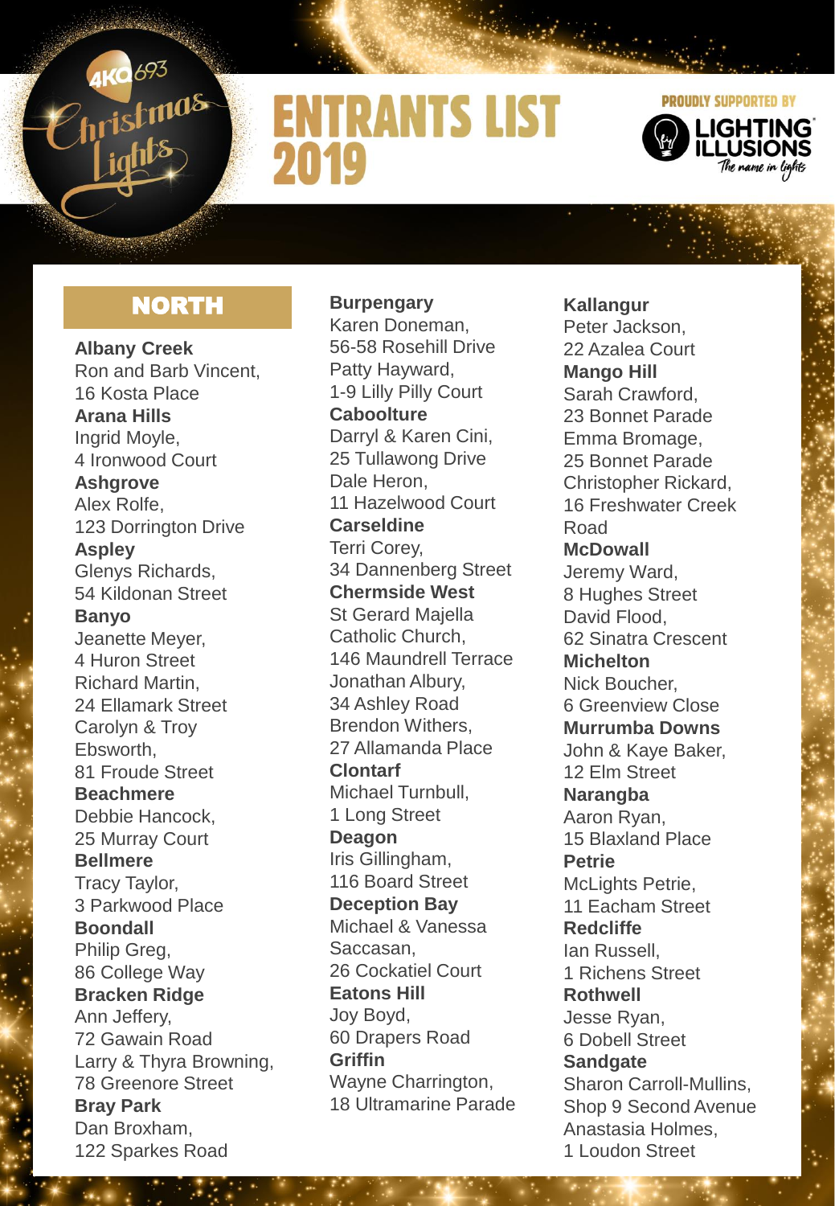4KQ 693 Christmas Lights

# ENTRANTS LIST 2019

PROUDLY SUPPORTED BY LIGHTING ILLUSIONS *The name in lights*

## NORTH

**Albany Creek**
Ron and Barb Vincent,
16 Kosta Place

**Arana Hills**
Ingrid Moyle,
4 Ironwood Court

**Ashgrove**
Alex Rolfe,
123 Dorrington Drive

**Aspley**
Glenys Richards,
54 Kildonan Street

**Banyo**
Jeanette Meyer,
4 Huron Street
Richard Martin,
24 Ellamark Street
Carolyn & Troy Ebsworth,
81 Froude Street

**Beachmere**
Debbie Hancock,
25 Murray Court

**Bellmere**
Tracy Taylor,
3 Parkwood Place

**Boondall**
Philip Greg,
86 College Way

**Bracken Ridge**
Ann Jeffery,
72 Gawain Road
Larry & Thyra Browning,
78 Greenore Street

**Bray Park**
Dan Broxham,
122 Sparkes Road

**Burpengary**
Karen Doneman,
56-58 Rosehill Drive
Patty Hayward,
1-9 Lilly Pilly Court

**Caboolture**
Darryl & Karen Cini,
25 Tullawong Drive
Dale Heron,
11 Hazelwood Court

**Carseldine**
Terri Corey,
34 Dannenberg Street

**Chermside West**
St Gerard Majella Catholic Church,
146 Maundrell Terrace
Jonathan Albury,
34 Ashley Road
Brendon Withers,
27 Allamanda Place

**Clontarf**
Michael Turnbull,
1 Long Street

**Deagon**
Iris Gillingham,
116 Board Street

**Deception Bay**
Michael & Vanessa Saccasan,
26 Cockatiel Court

**Eatons Hill**
Joy Boyd,
60 Drapers Road

**Griffin**
Wayne Charrington,
18 Ultramarine Parade

**Kallangur**
Peter Jackson,
22 Azalea Court

**Mango Hill**
Sarah Crawford,
23 Bonnet Parade
Emma Bromage,
25 Bonnet Parade
Christopher Rickard,
16 Freshwater Creek Road

**McDowall**
Jeremy Ward,
8 Hughes Street
David Flood,
62 Sinatra Crescent

**Michelton**
Nick Boucher,
6 Greenview Close

**Murrumba Downs**
John & Kaye Baker,
12 Elm Street

**Narangba**
Aaron Ryan,
15 Blaxland Place

**Petrie**
McLights Petrie,
11 Eacham Street

**Redcliffe**
Ian Russell,
1 Richens Street

**Rothwell**
Jesse Ryan,
6 Dobell Street

**Sandgate**
Sharon Carroll-Mullins,
Shop 9 Second Avenue
Anastasia Holmes,
1 Loudon Street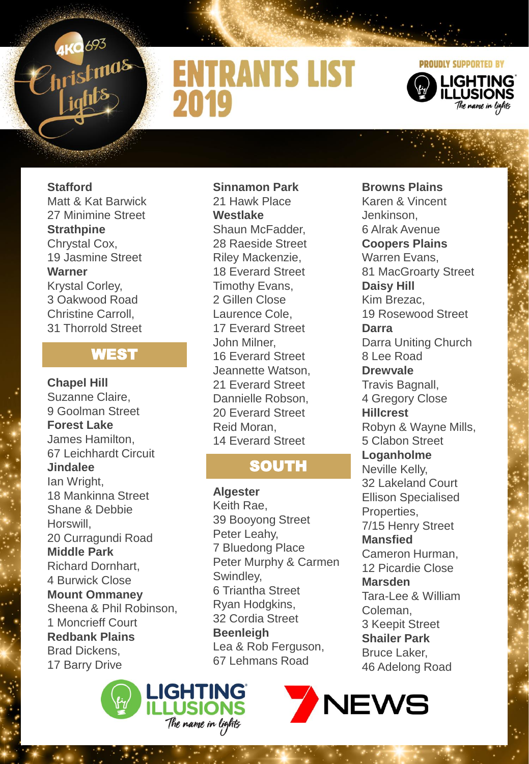# ENTRANTS LIST 2019

4KQ 693 Christmas Lights

PROUDLY SUPPORTED BY LIGHTING ILLUSIONS *The name in lights*

**Stafford**
Matt & Kat Barwick
27 Minimine Street

**Strathpine**
Chrystal Cox,
19 Jasmine Street

**Warner**
Krystal Corley,
3 Oakwood Road
Christine Carroll,
31 Thorrold Street

## WEST

**Chapel Hill**
Suzanne Claire,
9 Goolman Street

**Forest Lake**
James Hamilton,
67 Leichhardt Circuit

**Jindalee**
Ian Wright,
18 Mankinna Street
Shane & Debbie Horswill,
20 Curragundi Road

**Middle Park**
Richard Dornhart,
4 Burwick Close

**Mount Ommaney**
Sheena & Phil Robinson,
1 Moncrieff Court

**Redbank Plains**
Brad Dickens,
17 Barry Drive

**Sinnamon Park**
21 Hawk Place

**Westlake**
Shaun McFadder,
28 Raeside Street
Riley Mackenzie,
18 Everard Street
Timothy Evans,
2 Gillen Close
Laurence Cole,
17 Everard Street
John Milner,
16 Everard Street
Jeannette Watson,
21 Everard Street
Dannielle Robson,
20 Everard Street
Reid Moran,
14 Everard Street

## SOUTH

**Algester**
Keith Rae,
39 Booyong Street
Peter Leahy,
7 Bluedong Place
Peter Murphy & Carmen Swindley,
6 Triantha Street
Ryan Hodgkins,
32 Cordia Street

**Beenleigh**
Lea & Rob Ferguson,
67 Lehmans Road

**Browns Plains**
Karen & Vincent Jenkinson,
6 Alrak Avenue

**Coopers Plains**
Warren Evans,
81 MacGroarty Street

**Daisy Hill**
Kim Brezac,
19 Rosewood Street

**Darra**
Darra Uniting Church
8 Lee Road

**Drewvale**
Travis Bagnall,
4 Gregory Close

**Hillcrest**
Robyn & Wayne Mills,
5 Clabon Street

**Loganholme**
Neville Kelly,
32 Lakeland Court
Ellison Specialised Properties,
7/15 Henry Street

**Mansfied**
Cameron Hurman,
12 Picardie Close

**Marsden**
Tara-Lee & William Coleman,
3 Keepit Street

**Shailer Park**
Bruce Laker,
46 Adelong Road

LIGHTING ILLUSIONS *The name in lights*

7NEWS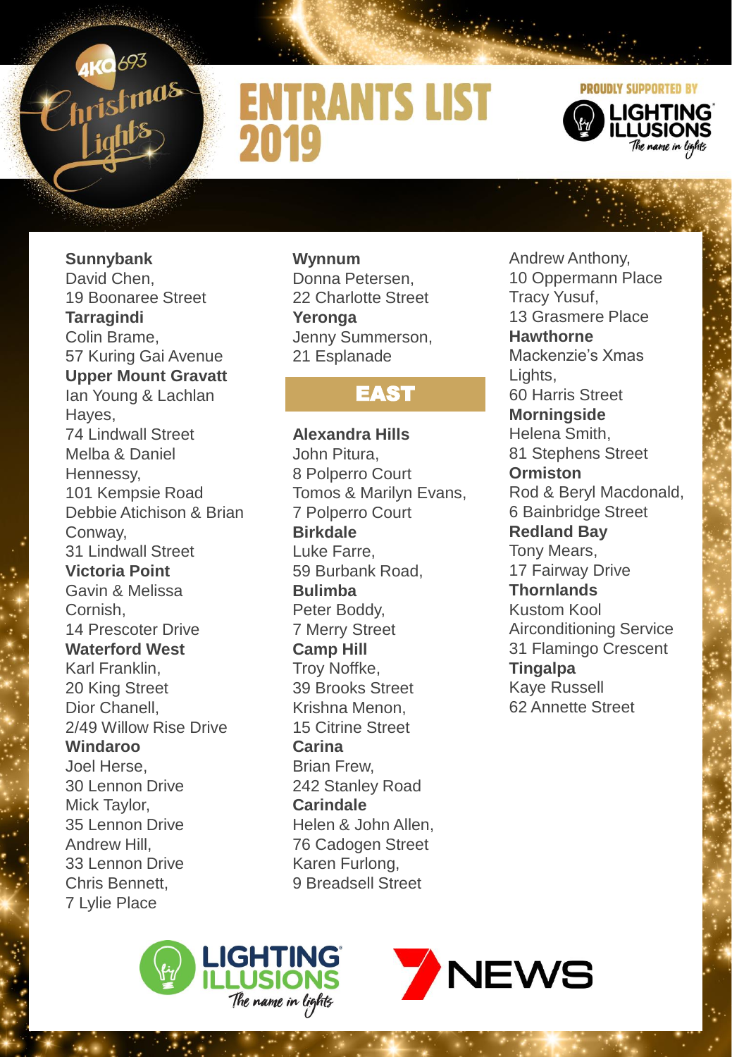4KQ 693 Christmas Lights

# ENTRANTS LIST 2019

PROUDLY SUPPORTED BY LIGHTING ILLUSIONS The name in lights

**Sunnybank**
David Chen,
19 Boonaree Street

**Tarragindi**
Colin Brame,
57 Kuring Gai Avenue

**Upper Mount Gravatt**
Ian Young & Lachlan Hayes,
74 Lindwall Street
Melba & Daniel Hennessy,
101 Kempsie Road
Debbie Atichison & Brian Conway,
31 Lindwall Street

**Victoria Point**
Gavin & Melissa Cornish,
14 Prescoter Drive

**Waterford West**
Karl Franklin,
20 King Street
Dior Chanell,
2/49 Willow Rise Drive

**Windaroo**
Joel Herse,
30 Lennon Drive
Mick Taylor,
35 Lennon Drive
Andrew Hill,
33 Lennon Drive
Chris Bennett,
7 Lylie Place

**Wynnum**
Donna Petersen,
22 Charlotte Street

**Yeronga**
Jenny Summerson,
21 Esplanade

## EAST

**Alexandra Hills**
John Pitura,
8 Polperro Court
Tomos & Marilyn Evans,
7 Polperro Court

**Birkdale**
Luke Farre,
59 Burbank Road,

**Bulimba**
Peter Boddy,
7 Merry Street

**Camp Hill**
Troy Noffke,
39 Brooks Street
Krishna Menon,
15 Citrine Street

**Carina**
Brian Frew,
242 Stanley Road

**Carindale**
Helen & John Allen,
76 Cadogen Street
Karen Furlong,
9 Breadsell Street
Andrew Anthony,
10 Oppermann Place
Tracy Yusuf,
13 Grasmere Place

**Hawthorne**
Mackenzie's Xmas Lights,
60 Harris Street

**Morningside**
Helena Smith,
81 Stephens Street

**Ormiston**
Rod & Beryl Macdonald,
6 Bainbridge Street

**Redland Bay**
Tony Mears,
17 Fairway Drive

**Thornlands**
Kustom Kool Airconditioning Service
31 Flamingo Crescent

**Tingalpa**
Kaye Russell
62 Annette Street

LIGHTING ILLUSIONS The name in lights

7NEWS